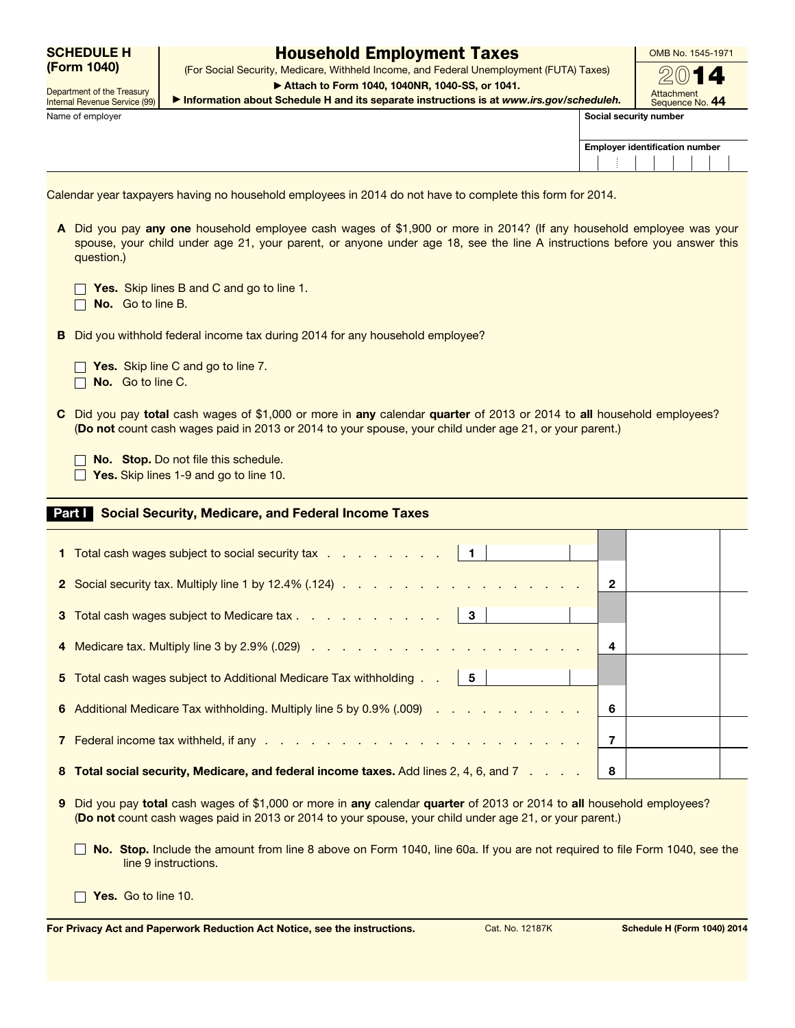**SCHEDULE H (Form 1040)**

Department of the Treasury
Internal Revenue Service (99)

# Household Employment Taxes

(For Social Security, Medicare, Withheld Income, and Federal Unemployment (FUTA) Taxes)

▶ Attach to Form 1040, 1040NR, 1040-SS, or 1041.

▶ Information about Schedule H and its separate instructions is at *www.irs.gov/scheduleh.*

OMB No. 1545-1971

**2014**

Attachment Sequence No. **44**

| Name of employer | Social security number |
|---|---|
| | Employer identification number |

Calendar year taxpayers having no household employees in 2014 do not have to complete this form for 2014.

**A** Did you pay **any one** household employee cash wages of $1,900 or more in 2014? (If any household employee was your spouse, your child under age 21, your parent, or anyone under age 18, see the line A instructions before you answer this question.)

- ☐ **Yes.** Skip lines B and C and go to line 1.
- ☐ **No.** Go to line B.

**B** Did you withhold federal income tax during 2014 for any household employee?

- ☐ **Yes.** Skip line C and go to line 7.
- ☐ **No.** Go to line C.

**C** Did you pay **total** cash wages of $1,000 or more in **any** calendar **quarter** of 2013 or 2014 to **all** household employees? (**Do not** count cash wages paid in 2013 or 2014 to your spouse, your child under age 21, or your parent.)

- ☐ **No. Stop.** Do not file this schedule.
- ☐ **Yes.** Skip lines 1-9 and go to line 10.

## Part I Social Security, Medicare, and Federal Income Taxes

| Line | Description | | | Line | Amount |
|---|---|---|---|---|---|
| **1** | Total cash wages subject to social security tax | 1 | | | |
| **2** | Social security tax. Multiply line 1 by 12.4% (.124) | | | 2 | |
| **3** | Total cash wages subject to Medicare tax | 3 | | | |
| **4** | Medicare tax. Multiply line 3 by 2.9% (.029) | | | 4 | |
| **5** | Total cash wages subject to Additional Medicare Tax withholding | 5 | | | |
| **6** | Additional Medicare Tax withholding. Multiply line 5 by 0.9% (.009) | | | 6 | |
| **7** | Federal income tax withheld, if any | | | 7 | |
| **8** | **Total social security, Medicare, and federal income taxes.** Add lines 2, 4, 6, and 7 | | | 8 | |

**9** Did you pay **total** cash wages of $1,000 or more in **any** calendar **quarter** of 2013 or 2014 to **all** household employees? (**Do not** count cash wages paid in 2013 or 2014 to your spouse, your child under age 21, or your parent.)

- ☐ **No. Stop.** Include the amount from line 8 above on Form 1040, line 60a. If you are not required to file Form 1040, see the line 9 instructions.
- ☐ **Yes.** Go to line 10.

**For Privacy Act and Paperwork Reduction Act Notice, see the instructions.** Cat. No. 12187K **Schedule H (Form 1040) 2014**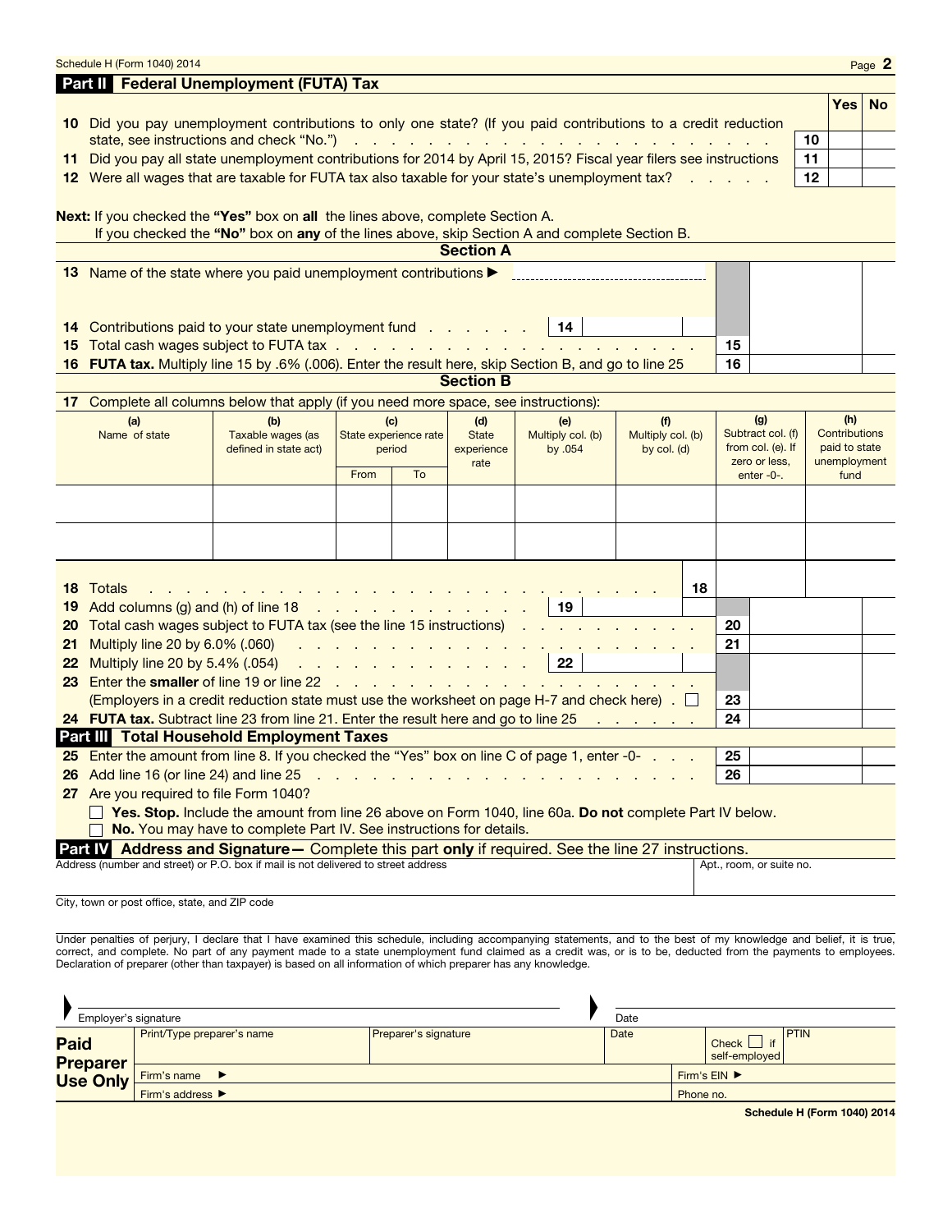## Part II Federal Unemployment (FUTA) Tax

| | | Yes | No |
|---|---|---|---|
| **10** Did you pay unemployment contributions to only one state? (If you paid contributions to a credit reduction state, see instructions and check "No.") | 10 | | |
| **11** Did you pay all state unemployment contributions for 2014 by April 15, 2015? Fiscal year filers see instructions | 11 | | |
| **12** Were all wages that are taxable for FUTA tax also taxable for your state's unemployment tax? | 12 | | |

**Next:** If you checked the **"Yes"** box on **all** the lines above, complete Section A.
If you checked the **"No"** box on **any** of the lines above, skip Section A and complete Section B.

### Section A

**13** Name of the state where you paid unemployment contributions ►

**14** Contributions paid to your state unemployment fund . . . . . . . **14**

**15** Total cash wages subject to FUTA tax . . . . . . . . . . . . . . . **15**

**16** **FUTA tax.** Multiply line 15 by .6% (.006). Enter the result here, skip Section B, and go to line 25 **16**

### Section B

**17** Complete all columns below that apply (if you need more space, see instructions):

| (a) Name of state | (b) Taxable wages (as defined in state act) | (c) State experience rate period | | (d) State experience rate | (e) Multiply col. (b) by .054 | (f) Multiply col. (b) by col. (d) | (g) Subtract col. (f) from col. (e). If zero or less, enter -0-. | (h) Contributions paid to state unemployment fund |
|---|---|---|---|---|---|---|---|---|
| | | From | To | | | | | |
| | | | | | | | | |
| | | | | | | | | |

**18** Totals . . . . . . . . . . . . . . . . . . . . . . . . . . . . . . **18**

**19** Add columns (g) and (h) of line 18 . . . . . . . . . . . . . **19**

**20** Total cash wages subject to FUTA tax (see the line 15 instructions) . . . . . . . . . . **20**

**21** Multiply line 20 by 6.0% (.060) . . . . . . . . . . . . . . . . . . . . **21**

**22** Multiply line 20 by 5.4% (.054) . . . . . . . . . . . . . . **22**

**23** Enter the **smaller** of line 19 or line 22 . . . . . . . . . . . . . . . . . . .
(Employers in a credit reduction state must use the worksheet on page H-7 and check here) . ☐ **23**

**24** **FUTA tax.** Subtract line 23 from line 21. Enter the result here and go to line 25 . . . . . . . **24**

## Part III Total Household Employment Taxes

**25** Enter the amount from line 8. If you checked the "Yes" box on line C of page 1, enter -0- . . . **25**

**26** Add line 16 (or line 24) and line 25 . . . . . . . . . . . . . . . . . . . **26**

**27** Are you required to file Form 1040?

☐ **Yes. Stop.** Include the amount from line 26 above on Form 1040, line 60a. **Do not** complete Part IV below.

☐ **No.** You may have to complete Part IV. See instructions for details.

## Part IV Address and Signature— Complete this part only if required. See the line 27 instructions.

Address (number and street) or P.O. box if mail is not delivered to street address | Apt., room, or suite no.

City, town or post office, state, and ZIP code

Under penalties of perjury, I declare that I have examined this schedule, including accompanying statements, and to the best of my knowledge and belief, it is true, correct, and complete. No part of any payment made to a state unemployment fund claimed as a credit was, or is to be, deducted from the payments to employees. Declaration of preparer (other than taxpayer) is based on all information of which preparer has any knowledge.

► Employer's signature ► Date

| Paid Preparer Use Only | | | | |
|---|---|---|---|---|
| Print/Type preparer's name | Preparer's signature | Date | Check ☐ if self-employed | PTIN |
| Firm's name ► | | | Firm's EIN ► | |
| Firm's address ► | | | Phone no. | |

Schedule H (Form 1040) 2014